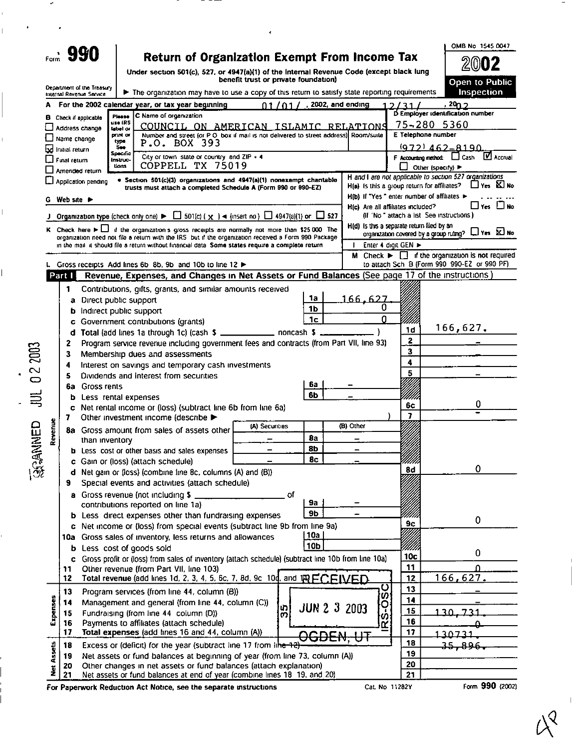Form **990**

# Return of Organization Exempt From Income Tax

Under section 501(c), 527, or 4947(a)(1) of the Internal Revenue Code (except black lung benefit trust or private foundation)

Department of the Treasury Internal Revenue Service

▶ The organization may have to use a copy of this return to satisfy state reporting requirements

OMB No 1545 0047

**2002**

**Open to Public Inspection**

**A** For the 2002 calendar year, or tax year beginning 01/01/ , 2002, and ending 12/31/ , 2002

**B** Check if applicable:
- Address change
- Name change
- [X] Initial return
- Final return
- Amended return
- Application pending

Please use IRS label or print or type. See Specific Instructions.

**C** Name of organization: COUNCIL ON AMERICAN ISLAMIC RELATIONS

Number and street (or P O box if mail is not delivered to street address) Room/suite: P.O. BOX 393

City or town state or country and ZIP + 4: COPPELL TX 75019

**D** Employer identification number: 75-280 5360

**E** Telephone number: (972) 462-8190

**F** Accounting method: ☐ Cash ☑ Accrual ☐ Other (specify) ▶

• Section 501(c)(3) organizations and 4947(a)(1) nonexempt charitable trusts must attach a completed Schedule A (Form 990 or 990-EZ)

**H and I are not applicable to section 527 organizations**

H(a) Is this a group return for affiliates? ☐ Yes ☒ No

H(b) If "Yes" enter number of affiliates ▶

H(c) Are all affiliates included? ☐ Yes ☐ No (If "No" attach a list See instructions)

H(d) Is this a separate return filed by an organization covered by a group ruling? ☐ Yes ☒ No

**G** Web site ▶

**J** Organization type (check only one) ▶ ☐ 501(c) ( X ) ◀ (insert no) ☐ 4947(a)(1) or ☐ 527

**K** Check here ▶ ☐ if the organization's gross receipts are normally not more than $25 000 The organization need not file a return with the IRS but if the organization received a Form 990 Package in the mail it should file a return without financial data Some states require a complete return

**I** Enter 4 digit GEN ▶

**M** Check ▶ ☐ if the organization is not required to attach Sch B (Form 990 990-EZ or 990 PF)

**L** Gross receipts Add lines 6b 8b, 9b and 10b to line 12 ▶

## Part I Revenue, Expenses, and Changes in Net Assets or Fund Balances (See page 17 of the instructions)

**Revenue**

| Line | Description | | | | | Line | Amount |
|---|---|---|---|---|---|---|---|
| 1 | Contributions, gifts, grants, and similar amounts received | | | | | | |
| a | Direct public support | | | 1a | 166,627. | | |
| b | Indirect public support | | | 1b | 0 | | |
| c | Government contributions (grants) | | | 1c | 0 | | |
| d | Total (add lines 1a through 1c) (cash $ ______ noncash $ ______ ) | | | | | 1d | 166,627. |
| 2 | Program service revenue including government fees and contracts (from Part VII, line 93) | | | | | 2 | – |
| 3 | Membership dues and assessments | | | | | 3 | |
| 4 | Interest on savings and temporary cash investments | | | | | 4 | |
| 5 | Dividends and interest from securities | | | | | 5 | – |
| 6a | Gross rents | | | 6a | – | | |
| b | Less rental expenses | | | 6b | – | | |
| c | Net rental income or (loss) (subtract line 6b from line 6a) | | | | | 6c | 0 |
| 7 | Other investment income (describe ▶ ) | | | | | 7 | – |
| 8a | Gross amount from sales of assets other than inventory | (A) Securities: – | 8a | (B) Other: – | | | |
| b | Less cost or other basis and sales expenses | – | 8b | – | | | |
| c | Gain or (loss) (attach schedule) | – | 8c | – | | | |
| d | Net gain or (loss) (combine line 8c, columns (A) and (B)) | | | | | 8d | 0 |
| 9 | Special events and activities (attach schedule) | | | | | | |
| a | Gross revenue (not including $ ______ of contributions reported on line 1a) | | | 9a | – | | |
| b | Less direct expenses other than fundraising expenses | | | 9b | – | | |
| c | Net income or (loss) from special events (subtract line 9b from line 9a) | | | | | 9c | 0 |
| 10a | Gross sales of inventory, less returns and allowances | | | 10a | | | |
| b | Less cost of goods sold | | | 10b | | | |
| c | Gross profit or (loss) from sales of inventory (attach schedule) (subtract line 10b from line 10a) | | | | | 10c | 0 |
| 11 | Other revenue (from Part VII, line 103) | | | | | 11 | 0 |
| 12 | Total revenue (add lines 1d, 2, 3, 4, 5, 6c, 7, 8d, 9c 10c, and 11) | | | | | 12 | 166,627. |

**Expenses**

| Line | Description | Line | Amount |
|---|---|---|---|
| 13 | Program services (from line 44, column (B)) | 13 | – |
| 14 | Management and general (from line 44, column (C)) | 14 | – |
| 15 | Fundraising (from line 44 column (D)) | 15 | 130,731. |
| 16 | Payments to affiliates (attach schedule) | 16 | 0 |
| 17 | Total expenses (add lines 16 and 44, column (A)) | 17 | 130731. |

**Net Assets**

| Line | Description | Line | Amount |
|---|---|---|---|
| 18 | Excess or (deficit) for the year (subtract line 17 from line 12) | 18 | 35,896. |
| 19 | Net assets or fund balances at beginning of year (from line 73, column (A)) | 19 | |
| 20 | Other changes in net assets or fund balances (attach explanation) | 20 | |
| 21 | Net assets or fund balances at end of year (combine lines 18 19, and 20) | 21 | |

RECEIVED JUN 23 2003 OGDEN, UT IRS-OSC 35

SCANNED JUL 02 2003

For Paperwork Reduction Act Notice, see the separate instructions Cat. No 11282Y Form **990** (2002)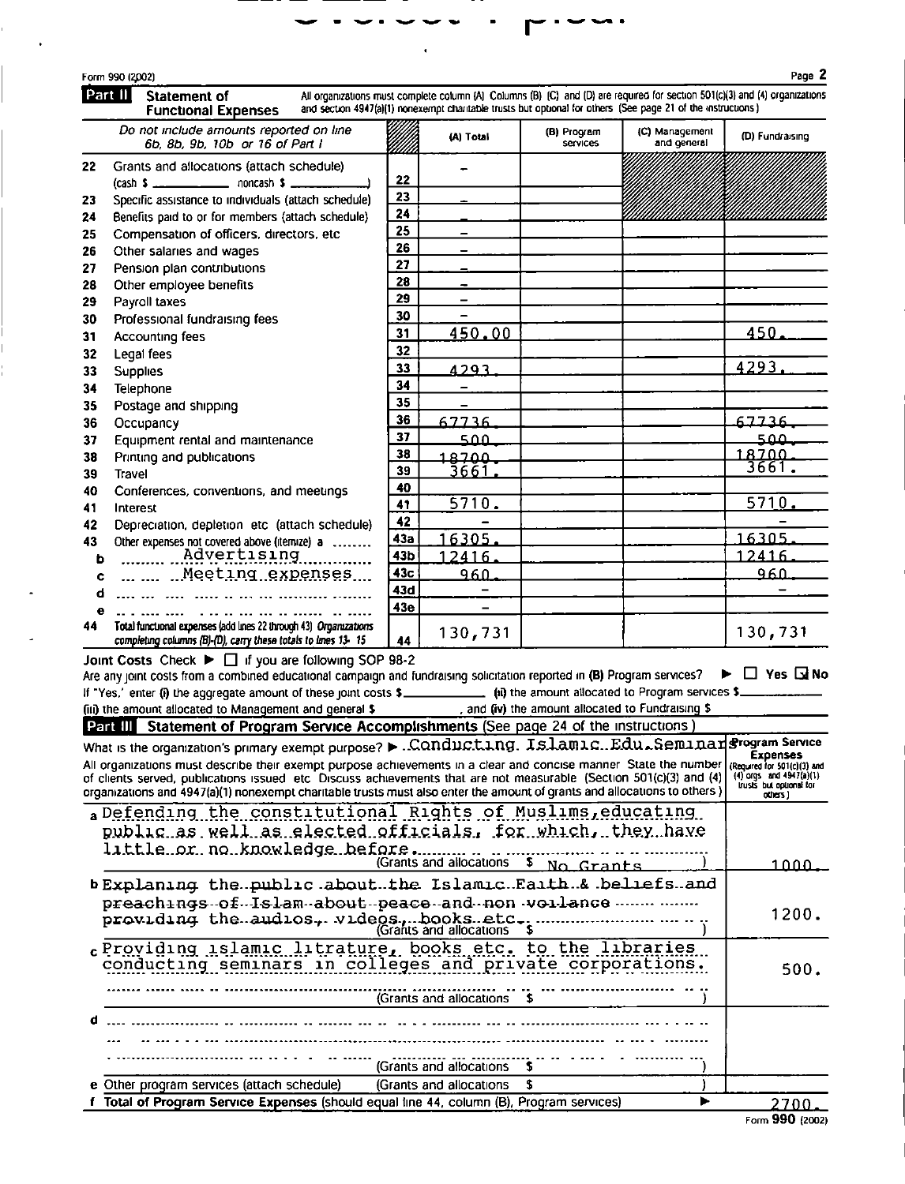Form 990 (2002)

## Part II Statement of Functional Expenses

All organizations must complete column (A) Columns (B) (C) and (D) are required for section 501(c)(3) and (4) organizations and section 4947(a)(1) nonexempt charitable trusts but optional for others (See page 21 of the instructions)

| | Do not include amounts reported on line 6b, 8b, 9b, 10b or 16 of Part I | | (A) Total | (B) Program services | (C) Management and general | (D) Fundraising |
|---|---|---|---|---|---|---|
| 22 | Grants and allocations (attach schedule) (cash $ ______ noncash $ ______) | 22 | - | | | |
| 23 | Specific assistance to individuals (attach schedule) | 23 | - | | | |
| 24 | Benefits paid to or for members (attach schedule) | 24 | - | | | |
| 25 | Compensation of officers, directors, etc | 25 | - | | | |
| 26 | Other salaries and wages | 26 | - | | | |
| 27 | Pension plan contributions | 27 | - | | | |
| 28 | Other employee benefits | 28 | - | | | |
| 29 | Payroll taxes | 29 | - | | | |
| 30 | Professional fundraising fees | 30 | - | | | |
| 31 | Accounting fees | 31 | 450.00 | | | 450. |
| 32 | Legal fees | 32 | | | | |
| 33 | Supplies | 33 | 4293. | | | 4293. |
| 34 | Telephone | 34 | - | | | |
| 35 | Postage and shipping | 35 | - | | | |
| 36 | Occupancy | 36 | 67736. | | | 67736. |
| 37 | Equipment rental and maintenance | 37 | 500. | | | 500. |
| 38 | Printing and publications | 38 | 18700. | | | 18700. |
| 39 | Travel | 39 | 3661. | | | 3661. |
| 40 | Conferences, conventions, and meetings | 40 | | | | |
| 41 | Interest | 41 | 5710. | | | 5710. |
| 42 | Depreciation, depletion etc (attach schedule) | 42 | - | | | - |
| 43 | Other expenses not covered above (itemize) a ........ | 43a | 16305. | | | 16305. |
| b | Advertising | 43b | 12416. | | | 12416. |
| c | Meeting expenses | 43c | 960. | | | 960. |
| d | | 43d | - | | | - |
| e | | 43e | - | | | |
| 44 | Total functional expenses (add lines 22 through 43) Organizations completing columns (B)-(D), carry these totals to lines 13-15 | 44 | 130,731 | | | 130,731 |

**Joint Costs** Check ▶ ☐ if you are following SOP 98-2

Are any joint costs from a combined educational campaign and fundraising solicitation reported in (B) Program services? ▶ ☐ Yes ☒ No

If "Yes," enter (i) the aggregate amount of these joint costs $______ (ii) the amount allocated to Program services $______ (iii) the amount allocated to Management and general $______, and (iv) the amount allocated to Fundraising $______

## Part III Statement of Program Service Accomplishments (See page 24 of the instructions)

What is the organization's primary exempt purpose? ▶ Conducting Islamic Edu.Seminars

All organizations must describe their exempt purpose achievements in a clear and concise manner State the number of clients served, publications issued etc Discuss achievements that are not measurable (Section 501(c)(3) and (4) organizations and 4947(a)(1) nonexempt charitable trusts must also enter the amount of grants and allocations to others)

| | Program Service Expenses (Required for 501(c)(3) and (4) orgs and 4947(a)(1) trusts but optional for others) |
|---|---|
| a Defending the constitutional Rights of Muslims, educating public as well as elected officials, for which, they have little or no knowledge before. (Grants and allocations $ No Grants) | 1000. |
| b Explaining the public about the Islamic Faith & beliefs and preachings of Islam about peace and non voilance providing the audios, videos, books etc. (Grants and allocations $ ) | 1200. |
| c Providing islamic litrature, books etc. to the libraries conducting seminars in colleges and private corporations. (Grants and allocations $ ) | 500. |
| d (Grants and allocations $ ) | |
| e Other program services (attach schedule) (Grants and allocations $ ) | |
| f Total of Program Service Expenses (should equal line 44, column (B), Program services) ▶ | 2700. |

Form 990 (2002)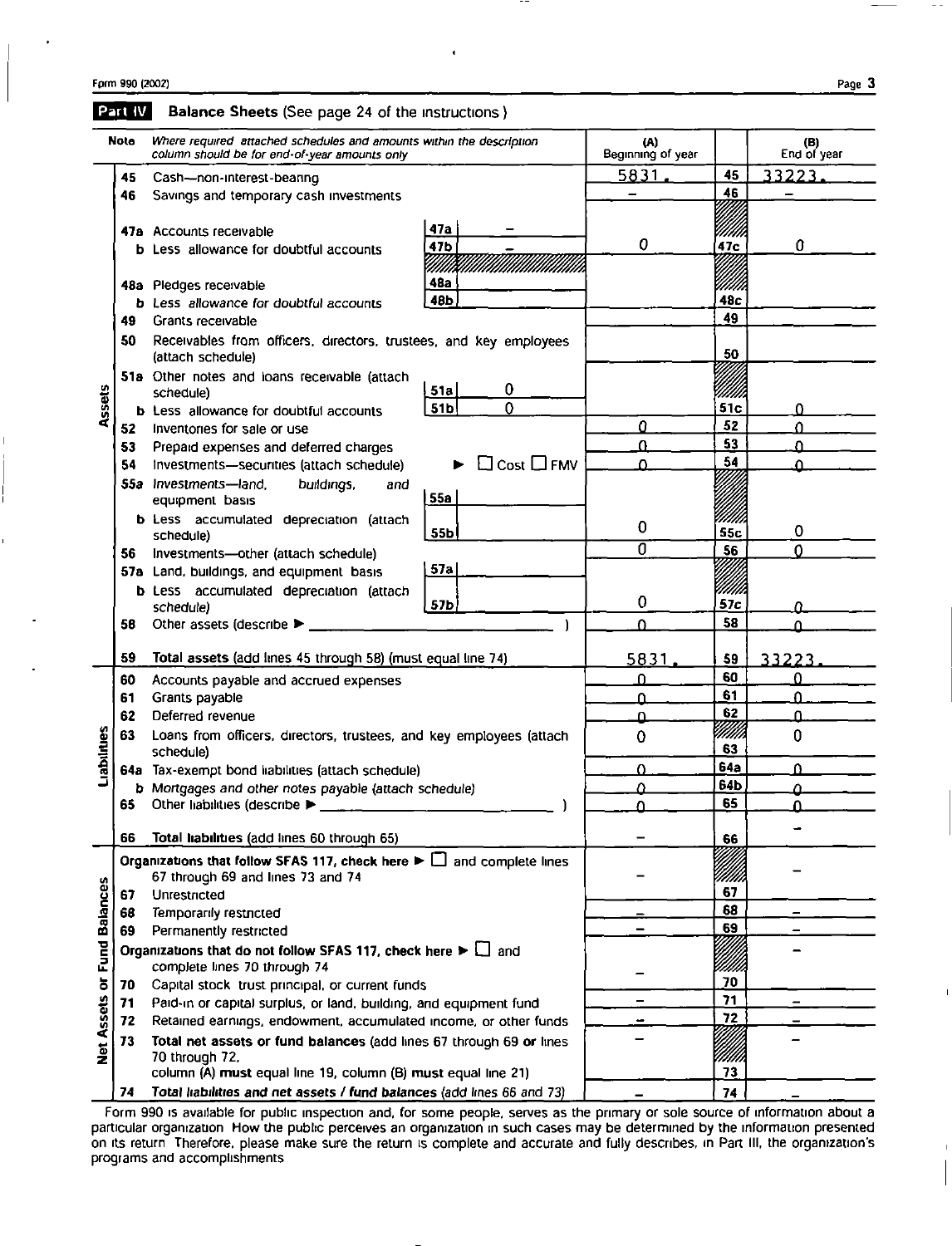Form 990 (2002)

## Part IV Balance Sheets (See page 24 of the instructions )

| Note | | Where required attached schedules and amounts within the description column should be for end-of-year amounts only | | | (A) Beginning of year | | (B) End of year |
|---|---|---|---|---|---|---|---|
| Assets | 45 | Cash—non-interest-bearing | | | 5831. | 45 | 33223. |
| | 46 | Savings and temporary cash investments | | | – | 46 | – |
| | 47a | Accounts receivable | 47a | – | | | |
| | b | Less allowance for doubtful accounts | 47b | – | 0 | 47c | 0 |
| | 48a | Pledges receivable | 48a | | | | |
| | b | Less allowance for doubtful accounts | 48b | | | 48c | |
| | 49 | Grants receivable | | | | 49 | |
| | 50 | Receivables from officers, directors, trustees, and key employees (attach schedule) | | | | 50 | |
| | 51a | Other notes and loans receivable (attach schedule) | 51a | 0 | | | |
| | b | Less allowance for doubtful accounts | 51b | 0 | | 51c | 0 |
| | 52 | Inventories for sale or use | | | 0 | 52 | 0 |
| | 53 | Prepaid expenses and deferred charges | | | 0 | 53 | 0 |
| | 54 | Investments—securities (attach schedule) ► ☐ Cost ☐ FMV | | | 0 | 54 | 0 |
| | 55a | Investments—land, buildings, and equipment basis | 55a | | | | |
| | b | Less accumulated depreciation (attach schedule) | 55b | | 0 | 55c | 0 |
| | 56 | Investments—other (attach schedule) | | | 0 | 56 | 0 |
| | 57a | Land, buildings, and equipment basis | 57a | | | | |
| | b | Less accumulated depreciation (attach schedule) | 57b | | 0 | 57c | 0 |
| | 58 | Other assets (describe ► ) | | | 0 | 58 | 0 |
| | 59 | **Total assets** (add lines 45 through 58) (must equal line 74) | | | 5831. | 59 | 33223. |
| Liabilities | 60 | Accounts payable and accrued expenses | | | 0 | 60 | 0 |
| | 61 | Grants payable | | | 0 | 61 | 0 |
| | 62 | Deferred revenue | | | 0 | 62 | 0 |
| | 63 | Loans from officers, directors, trustees, and key employees (attach schedule) | | | 0 | 63 | 0 |
| | 64a | Tax-exempt bond liabilities (attach schedule) | | | 0 | 64a | 0 |
| | b | Mortgages and other notes payable (attach schedule) | | | 0 | 64b | 0 |
| | 65 | Other liabilities (describe ► ) | | | 0 | 65 | 0 |
| | 66 | **Total liabilities** (add lines 60 through 65) | | | – | 66 | – |
| Net Assets or Fund Balances | | **Organizations that follow SFAS 117, check here** ► ☐ and complete lines 67 through 69 and lines 73 and 74 | | | – | | – |
| | 67 | Unrestricted | | | | 67 | |
| | 68 | Temporarily restricted | | | – | 68 | – |
| | 69 | Permanently restricted | | | – | 69 | – |
| | | **Organizations that do not follow SFAS 117, check here** ► ☐ and complete lines 70 through 74 | | | – | | – |
| | 70 | Capital stock trust principal, or current funds | | | | 70 | |
| | 71 | Paid-in or capital surplus, or land, building, and equipment fund | | | – | 71 | – |
| | 72 | Retained earnings, endowment, accumulated income, or other funds | | | – | 72 | – |
| | 73 | **Total net assets or fund balances** (add lines 67 through 69 **or** lines 70 through 72, column (A) **must** equal line 19, column (B) **must** equal line 21) | | | – | 73 | – |
| | 74 | **Total liabilities and net assets / fund balances** (add lines 66 and 73) | | | – | 74 | – |

Form 990 is available for public inspection and, for some people, serves as the primary or sole source of information about a particular organization How the public perceives an organization in such cases may be determined by the information presented on its return Therefore, please make sure the return is complete and accurate and fully describes, in Part III, the organization's programs and accomplishments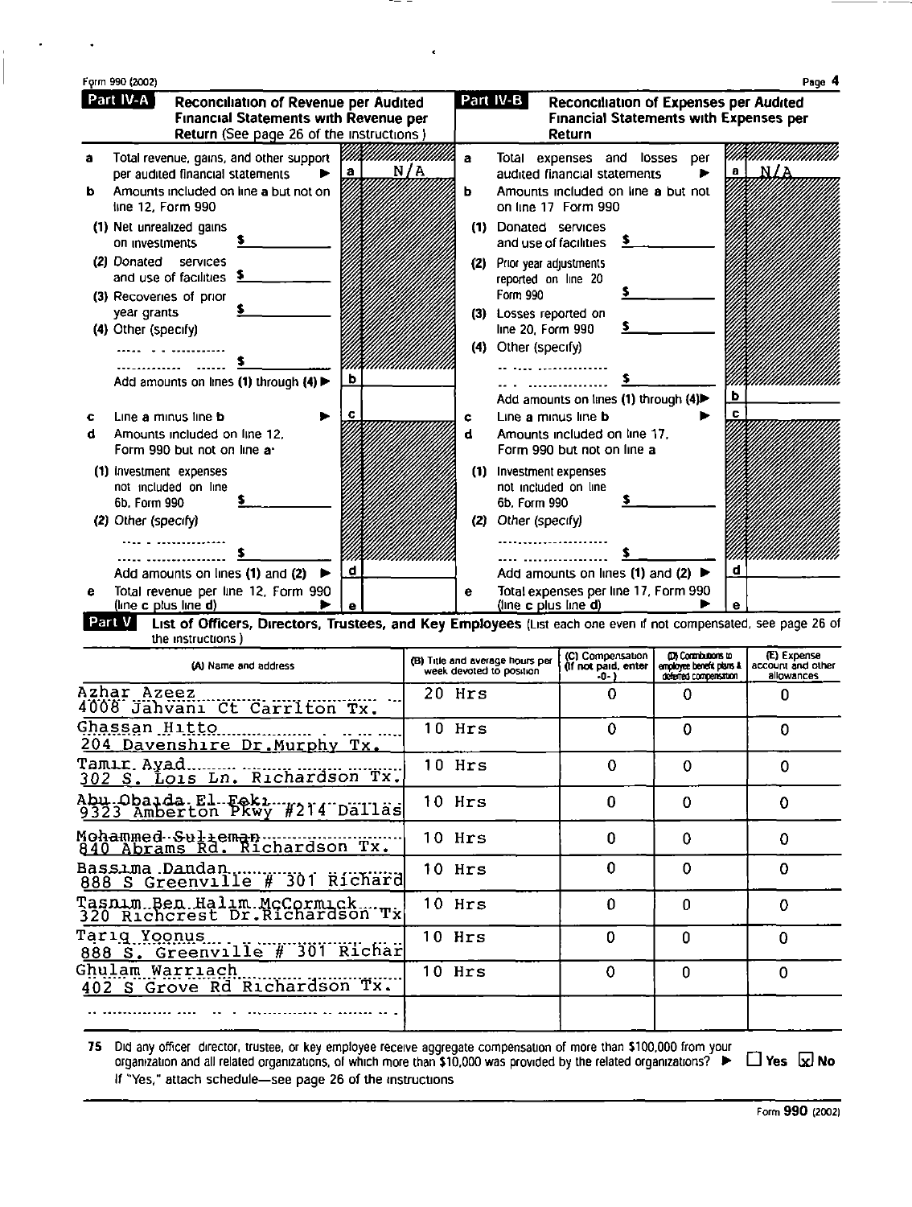Form 990 (2002)

## Part IV-A Reconciliation of Revenue per Audited Financial Statements with Revenue per Return (See page 26 of the instructions.)

| | | | |
|---|---|---|---|
| **a** | Total revenue, gains, and other support per audited financial statements ▶ | a | N/A |
| **b** | Amounts included on line **a** but not on line 12, Form 990 | | |
| | (1) Net unrealized gains on investments $ | | |
| | (2) Donated services and use of facilities $ | | |
| | (3) Recoveries of prior year grants $ | | |
| | (4) Other (specify) $ | | |
| | Add amounts on lines **(1)** through **(4)** ▶ | b | |
| **c** | Line a minus line b ▶ | c | |
| **d** | Amounts included on line 12, Form 990 but not on line a: | | |
| | (1) Investment expenses not included on line 6b, Form 990 $ | | |
| | (2) Other (specify) $ | | |
| | Add amounts on lines **(1)** and **(2)** ▶ | d | |
| **e** | Total revenue per line 12, Form 990 (line **c** plus line **d**) ▶ | e | |

## Part IV-B Reconciliation of Expenses per Audited Financial Statements with Expenses per Return

| | | | |
|---|---|---|---|
| **a** | Total expenses and losses per audited financial statements ▶ | a | N/A |
| **b** | Amounts included on line **a** but not on line 17 Form 990 | | |
| | (1) Donated services and use of facilities $ | | |
| | (2) Prior year adjustments reported on line 20 Form 990 $ | | |
| | (3) Losses reported on line 20, Form 990 $ | | |
| | (4) Other (specify) $ | | |
| | Add amounts on lines **(1)** through **(4)** ▶ | b | |
| **c** | Line a minus line b ▶ | c | |
| **d** | Amounts included on line 17, Form 990 but not on line a | | |
| | (1) Investment expenses not included on line 6b, Form 990 $ | | |
| | (2) Other (specify) $ | | |
| | Add amounts on lines **(1)** and **(2)** ▶ | d | |
| **e** | Total expenses per line 17, Form 990 (line **c** plus line **d**) ▶ | e | |

## Part V List of Officers, Directors, Trustees, and Key Employees (List each one even if not compensated, see page 26 of the instructions.)

| (A) Name and address | (B) Title and average hours per week devoted to position | (C) Compensation (If not paid, enter -0-) | (D) Contributions to employee benefit plans & deferred compensation | (E) Expense account and other allowances |
|---|---|---|---|---|
| Azhar Azeez 4008 Jahvani Ct Carrlton Tx. | 20 Hrs | 0 | 0 | 0 |
| Ghassan Hitto 204 Davenshire Dr.Murphy Tx. | 10 Hrs | 0 | 0 | 0 |
| Tamir Ayad 302 S. Lois Ln. Richardson Tx. | 10 Hrs | 0 | 0 | 0 |
| Abu Obaida El Feki 9323 Amberton Pkwy #214 Dallas | 10 Hrs | 0 | 0 | 0 |
| Mohammed Sulieman 840 Abrams Rd. Richardson Tx. | 10 Hrs | 0 | 0 | 0 |
| Bassima Dandan 888 S Greenville # 301 Richard | 10 Hrs | 0 | 0 | 0 |
| Tasnim Ben Halim McCormick 320 Richcrest Dr.Richardson Tx | 10 Hrs | 0 | 0 | 0 |
| Tariq Yoonus 888 S. Greenville # 301 Richar | 10 Hrs | 0 | 0 | 0 |
| Ghulam Warriach 402 S Grove Rd Richardson Tx. | 10 Hrs | 0 | 0 | 0 |
| | | | | |

**75** Did any officer, director, trustee, or key employee receive aggregate compensation of more than $100,000 from your organization and all related organizations, of which more than $10,000 was provided by the related organizations? ▶ ☐ Yes ☒ No

If "Yes," attach schedule—see page 26 of the instructions

Form **990** (2002)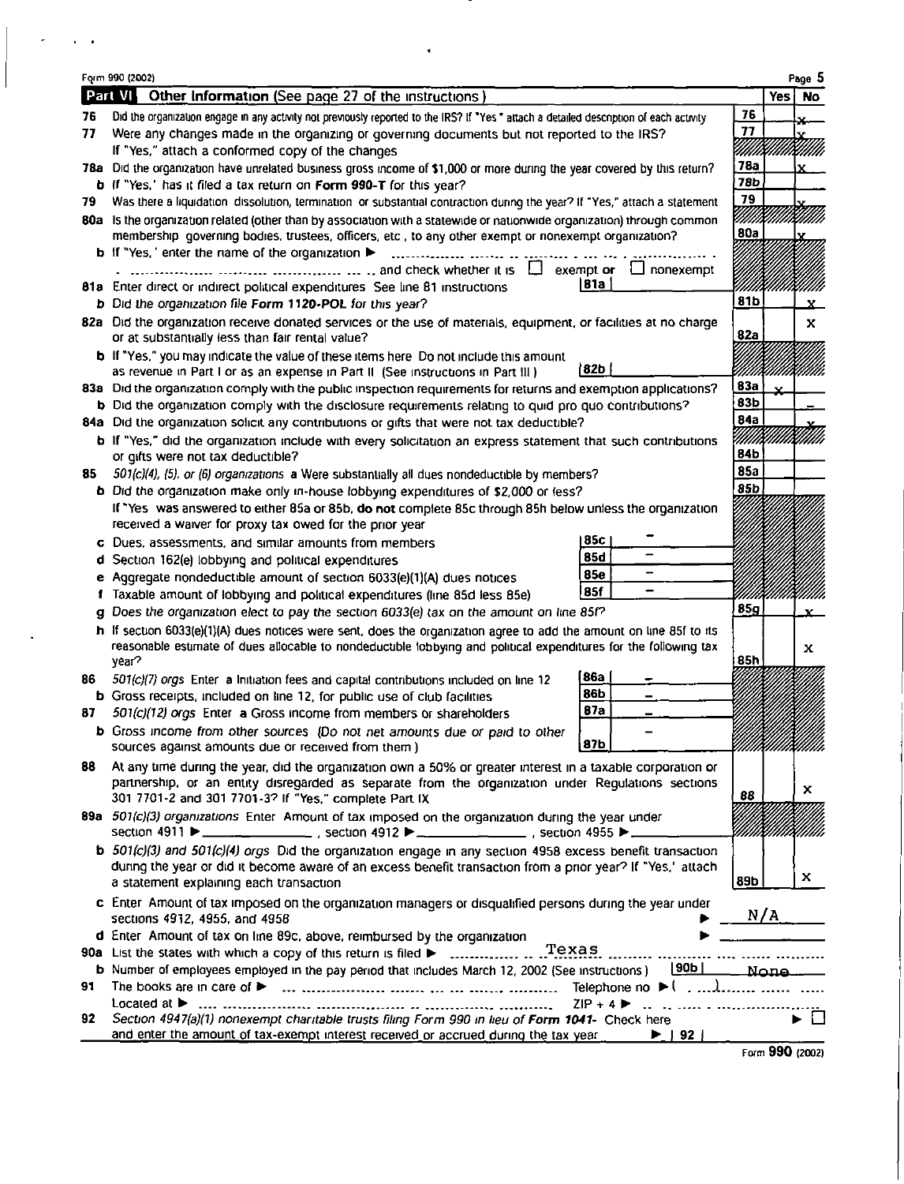Form 990 (2002)

## Part VI Other Information (See page 27 of the instructions.)

| | | Line | Yes | No |
|---|---|---|---|---|
| 76 | Did the organization engage in any activity not previously reported to the IRS? If "Yes," attach a detailed description of each activity | 76 | | X |
| 77 | Were any changes made in the organizing or governing documents but not reported to the IRS? If "Yes," attach a conformed copy of the changes | 77 | | X |
| 78a | Did the organization have unrelated business gross income of $1,000 or more during the year covered by this return? | 78a | | X |
| b | If "Yes," has it filed a tax return on **Form 990-T** for this year? | 78b | | |
| 79 | Was there a liquidation, dissolution, termination, or substantial contraction during the year? If "Yes," attach a statement | 79 | | X |
| 80a | Is the organization related (other than by association with a statewide or nationwide organization) through common membership, governing bodies, trustees, officers, etc., to any other exempt or nonexempt organization? | 80a | | X |
| b | If "Yes," enter the name of the organization ▶ ______ and check whether it is ☐ exempt **or** ☐ nonexempt | | | |
| 81a | Enter direct or indirect political expenditures. See line 81 instructions **81a** | | | |
| b | *Did the organization file* ***Form 1120-POL*** *for this year?* | 81b | | X |
| 82a | Did the organization receive donated services or the use of materials, equipment, or facilities at no charge or at substantially less than fair rental value? | 82a | | X |
| b | If "Yes," you may indicate the value of these items here. Do not include this amount as revenue in Part I or as an expense in Part II. (See instructions in Part III.) **82b** | | | |
| 83a | Did the organization comply with the public inspection requirements for returns and exemption applications? | 83a | X | |
| b | Did the organization comply with the disclosure requirements relating to quid pro quo contributions? | 83b | | – |
| 84a | Did the organization solicit any contributions or gifts that were not tax deductible? | 84a | | X |
| b | If "Yes," did the organization include with every solicitation an express statement that such contributions or gifts were not tax deductible? | 84b | | |
| 85 | *501(c)(4), (5), or (6) organizations.* **a** Were substantially all dues nondeductible by members? | 85a | | |
| b | Did the organization make only in-house lobbying expenditures of $2,000 or less? | 85b | | |
| | If "Yes" was answered to either 85a or 85b, **do not** complete 85c through 85h below unless the organization received a waiver for proxy tax owed for the prior year. | | | |
| c | Dues, assessments, and similar amounts from members **85c** – | | | |
| d | Section 162(e) lobbying and political expenditures **85d** – | | | |
| e | Aggregate nondeductible amount of section 6033(e)(1)(A) dues notices **85e** – | | | |
| f | Taxable amount of lobbying and political expenditures (line 85d less 85e) **85f** – | | | |
| g | *Does the organization elect to pay the section 6033(e) tax on the amount on line 85f?* | 85g | | X |
| h | If section 6033(e)(1)(A) dues notices were sent, does the organization agree to add the amount on line 85f to its reasonable estimate of dues allocable to nondeductible lobbying and political expenditures for the following tax year? | 85h | | X |
| 86 | *501(c)(7) orgs.* Enter: **a** Initiation fees and capital contributions included on line 12 **86a** – | | | |
| b | Gross receipts, included on line 12, for public use of club facilities **86b** – | | | |
| 87 | *501(c)(12) orgs.* Enter: **a** Gross income from members or shareholders **87a** – | | | |
| b | Gross income from other sources. (Do not net amounts due or paid to other sources against amounts due or received from them.) **87b** – | | | |
| 88 | At any time during the year, did the organization own a 50% or greater interest in a taxable corporation or partnership, or an entity disregarded as separate from the organization under Regulations sections 301.7701-2 and 301.7701-3? If "Yes," complete Part IX | 88 | | X |
| 89a | *501(c)(3) organizations.* Enter: Amount of tax imposed on the organization during the year under section 4911 ▶ ______, section 4912 ▶ ______, section 4955 ▶ ______ | | | |
| b | *501(c)(3) and 501(c)(4) orgs.* Did the organization engage in any section 4958 excess benefit transaction during the year or did it become aware of an excess benefit transaction from a prior year? If "Yes," attach a statement explaining each transaction | 89b | | X |
| c | Enter: Amount of tax imposed on the organization managers or disqualified persons during the year under sections 4912, 4955, and 4958 ▶ N/A | | | |
| d | Enter: Amount of tax on line 89c, above, reimbursed by the organization ▶ | | | |

**90a** List the states with which a copy of this return is filed ▶ Texas

**b** Number of employees employed in the pay period that includes March 12, 2002 (See instructions.) **90b** None

**91** The books are in care of ▶ ______ Telephone no. ▶ ( )
Located at ▶ ______ ZIP + 4 ▶ ______

**92** *Section 4947(a)(1) nonexempt charitable trusts filing Form 990 in lieu of* ***Form 1041***. Check here ▶ ☐
and enter the amount of tax-exempt interest received or accrued during the tax year ▶ **92**

Form **990** (2002)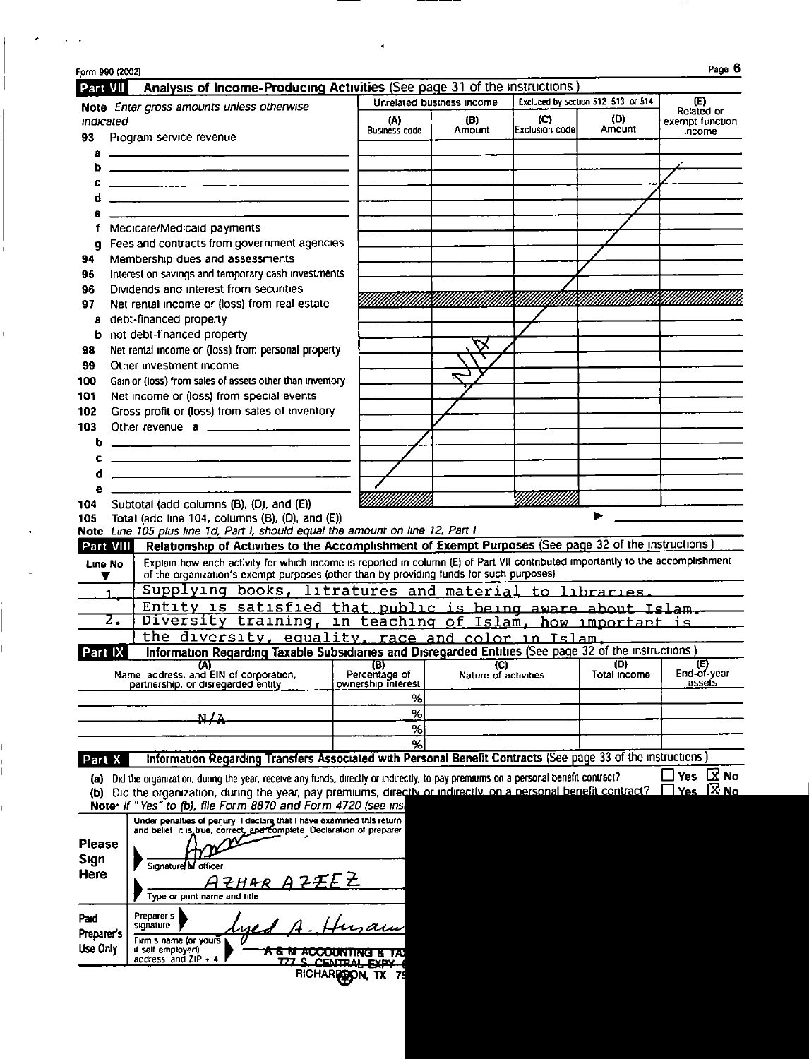Form 990 (2002)

## Part VII Analysis of Income-Producing Activities (See page 31 of the instructions.)

| **Note** *Enter gross amounts unless otherwise indicated* | Unrelated business income | | Excluded by section 512, 513, or 514 | | (E) Related or exempt function income |
|---|---|---|---|---|---|
| | (A) Business code | (B) Amount | (C) Exclusion code | (D) Amount | |
| 93 Program service revenue | | | | | |
| a | | | | | |
| b | | | | | |
| c | | | | | |
| d | | | | | |
| e | | | | | |
| f Medicare/Medicaid payments | | | | | |
| g Fees and contracts from government agencies | | | | | |
| 94 Membership dues and assessments | | | | | |
| 95 Interest on savings and temporary cash investments | | | | | |
| 96 Dividends and interest from securities | | | | | |
| 97 Net rental income or (loss) from real estate | | | | | |
| a debt-financed property | | | | | |
| b not debt-financed property | | | | | |
| 98 Net rental income or (loss) from personal property | | N/A | | | |
| 99 Other investment income | | | | | |
| 100 Gain or (loss) from sales of assets other than inventory | | | | | |
| 101 Net income or (loss) from special events | | | | | |
| 102 Gross profit or (loss) from sales of inventory | | | | | |
| 103 Other revenue a | | | | | |
| b | | | | | |
| c | | | | | |
| d | | | | | |
| e | | | | | |
| 104 Subtotal (add columns (B), (D), and (E)) | | | | | |
| 105 **Total** (add line 104, columns (B), (D), and (E)) | | | | ▶ | |

**Note** *Line 105 plus line 1d, Part I, should equal the amount on line 12, Part I.*

## Part VIII Relationship of Activities to the Accomplishment of Exempt Purposes (See page 32 of the instructions.)

| Line No. ▼ | Explain how each activity for which income is reported in column (E) of Part VII contributed importantly to the accomplishment of the organization's exempt purposes (other than by providing funds for such purposes). |
|---|---|
| 1. | Supplying books, litratures and material to libraries. Entity is satisfied that public is being aware about Islam. |
| 2. | Diversity training, in teaching of Islam, how important is the diversity, equality, race and color in Islam. |

## Part IX Information Regarding Taxable Subsidiaries and Disregarded Entities (See page 32 of the instructions.)

| (A) Name, address, and EIN of corporation, partnership, or disregarded entity | (B) Percentage of ownership interest | (C) Nature of activities | (D) Total income | (E) End-of-year assets |
|---|---|---|---|---|
| | % | | | |
| N/A | % | | | |
| | % | | | |
| | % | | | |

## Part X Information Regarding Transfers Associated with Personal Benefit Contracts (See page 33 of the instructions.)

(a) Did the organization, during the year, receive any funds, directly or indirectly, to pay premiums on a personal benefit contract? ☐ Yes ☒ No

(b) Did the organization, during the year, pay premiums, directly or indirectly, on a personal benefit contract? ☐ Yes ☒ No

**Note:** *If "Yes" to (b), file Form 8870 and Form 4720 (see ins*

**Please Sign Here**

Under penalties of perjury, I declare that I have examined this return ... and belief, it is true, correct, and complete. Declaration of preparer ...

Signature of officer

AZHAR AZEEZ

Type or print name and title

**Paid Preparer's Use Only**

Preparer's signature: Syed A. Husain

Firm's name (or yours if self-employed), address, and ZIP + 4: A & M ACCOUNTING & TA... 777 S. CENTRAL EXPY ... RICHARDSON, TX 7...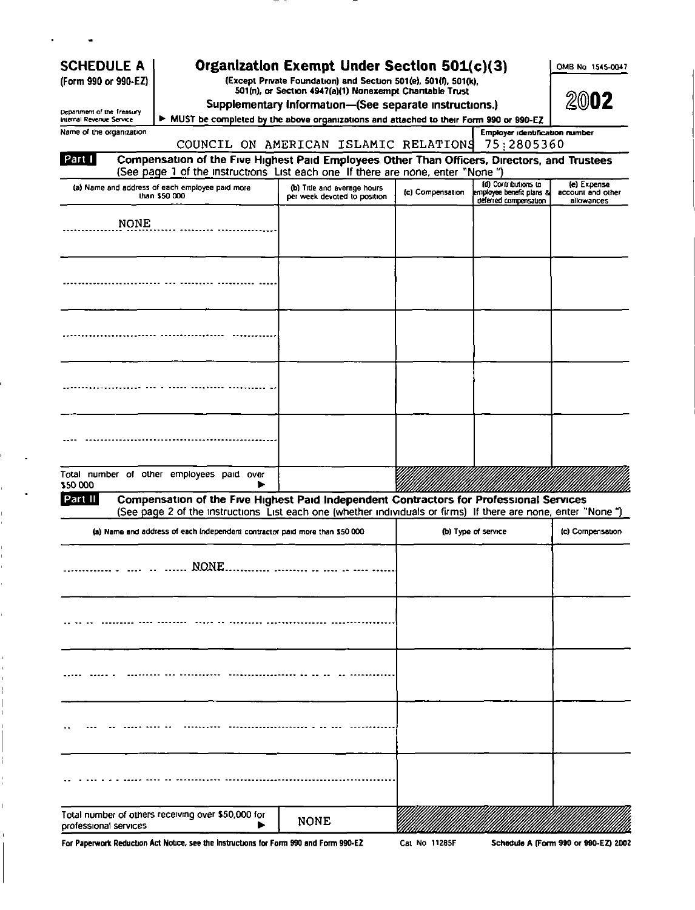**SCHEDULE A**
**(Form 990 or 990-EZ)**

Department of the Treasury
Internal Revenue Service

# Organization Exempt Under Section 501(c)(3)

**(Except Private Foundation) and Section 501(e), 501(f), 501(k), 501(n), or Section 4947(a)(1) Nonexempt Charitable Trust**

**Supplementary Information—(See separate instructions.)**

▶ **MUST be completed by the above organizations and attached to their Form 990 or 990-EZ**

OMB No 1545-0047

**2002**

Name of the organization: COUNCIL ON AMERICAN ISLAMIC RELATIONS

Employer identification number: 75-2805360

## Part I — Compensation of the Five Highest Paid Employees Other Than Officers, Directors, and Trustees

(See page 1 of the instructions List each one If there are none, enter "None")

| (a) Name and address of each employee paid more than $50 000 | (b) Title and average hours per week devoted to position | (c) Compensation | (d) Contributions to employee benefit plans & deferred compensation | (e) Expense account and other allowances |
|---|---|---|---|---|
| NONE | | | | |
| | | | | |
| | | | | |
| | | | | |
| | | | | |
| Total number of other employees paid over $50 000 ▶ | | | | |

## Part II — Compensation of the Five Highest Paid Independent Contractors for Professional Services

(See page 2 of the instructions List each one (whether individuals or firms) If there are none, enter "None")

| (a) Name and address of each independent contractor paid more than $50 000 | (b) Type of service | (c) Compensation |
|---|---|---|
| NONE | | |
| | | |
| | | |
| | | |
| | | |
| Total number of others receiving over $50,000 for professional services ▶ NONE | | |

For Paperwork Reduction Act Notice, see the Instructions for Form 990 and Form 990-EZ    Cat No 11285F    Schedule A (Form 990 or 990-EZ) 2002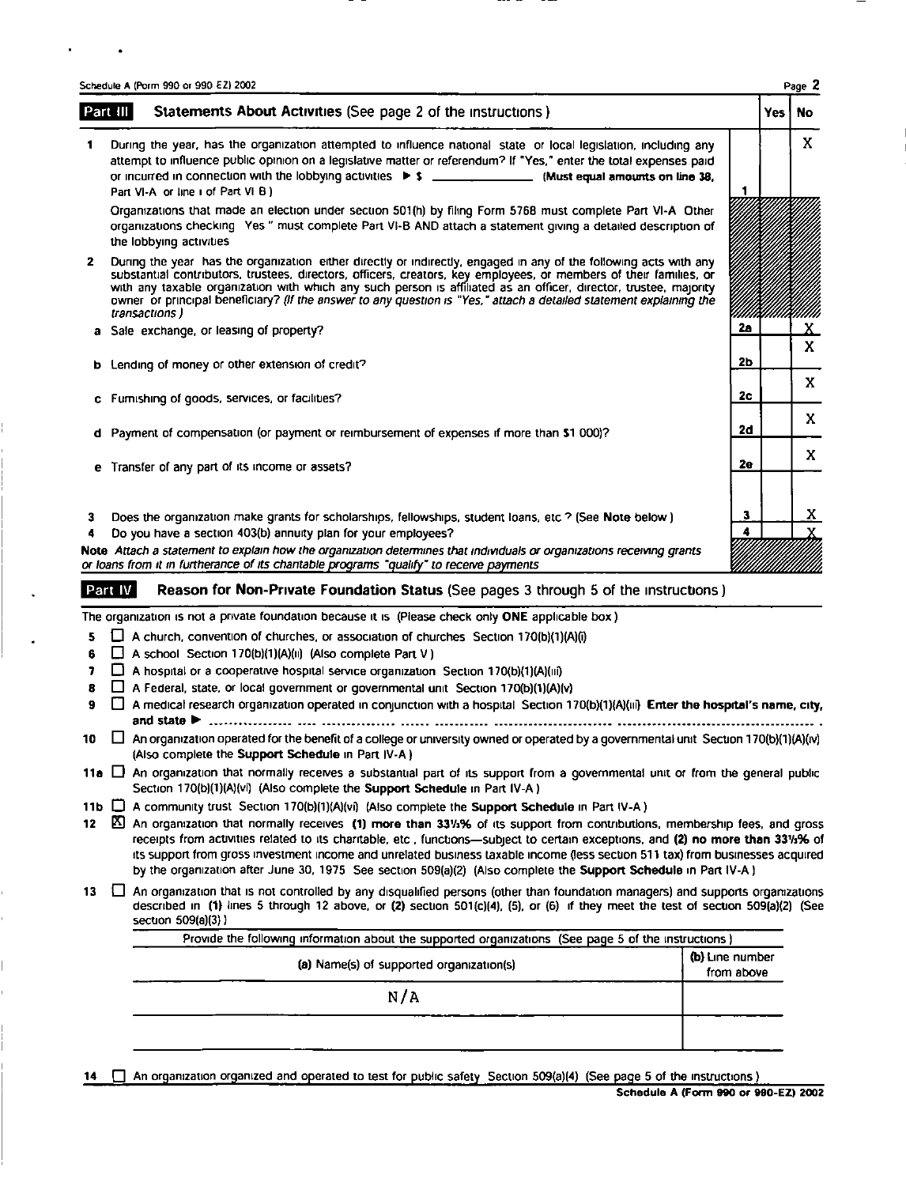Schedule A (Form 990 or 990 EZ) 2002

## Part III Statements About Activities (See page 2 of the instructions)

| | | | Yes | No |
|---|---|---|---|---|
| 1 | During the year, has the organization attempted to influence national state or local legislation, including any attempt to influence public opinion on a legislative matter or referendum? If "Yes," enter the total expenses paid or incurred in connection with the lobbying activities ▶ $ \_\_\_\_\_\_\_\_\_\_ (Must equal amounts on line 38, Part VI-A or line i of Part VI B) | 1 | | X |
| | Organizations that made an election under section 501(h) by filing Form 5768 must complete Part VI-A Other organizations checking Yes " must complete Part VI-B AND attach a statement giving a detailed description of the lobbying activities | | | |
| 2 | During the year has the organization either directly or indirectly, engaged in any of the following acts with any substantial contributors, trustees, directors, officers, creators, key employees, or members of their families, or with any taxable organization with which any such person is affiliated as an officer, director, trustee, majority owner or principal beneficiary? *(If the answer to any question is "Yes," attach a detailed statement explaining the transactions)* | | | |
| a | Sale exchange, or leasing of property? | 2a | | X |
| b | Lending of money or other extension of credit? | 2b | | X |
| c | Furnishing of goods, services, or facilities? | 2c | | X |
| d | Payment of compensation (or payment or reimbursement of expenses if more than $1 000)? | 2d | | X |
| e | Transfer of any part of its income or assets? | 2e | | X |
| 3 | Does the organization make grants for scholarships, fellowships, student loans, etc ? (See **Note** below) | 3 | | X |
| 4 | Do you have a section 403(b) annuity plan for your employees? | 4 | | X |

**Note** *Attach a statement to explain how the organization determines that individuals or organizations receiving grants or loans from it in furtherance of its charitable programs "qualify" to receive payments*

## Part IV Reason for Non-Private Foundation Status (See pages 3 through 5 of the instructions)

The organization is not a private foundation because it is (Please check only **ONE** applicable box)

5 ☐ A church, convention of churches, or association of churches Section 170(b)(1)(A)(i)

6 ☐ A school Section 170(b)(1)(A)(ii) (Also complete Part V)

7 ☐ A hospital or a cooperative hospital service organization Section 170(b)(1)(A)(iii)

8 ☐ A Federal, state, or local government or governmental unit Section 170(b)(1)(A)(v)

9 ☐ A medical research organization operated in conjunction with a hospital Section 170(b)(1)(A)(iii) **Enter the hospital's name, city, and state ▶**

10 ☐ An organization operated for the benefit of a college or university owned or operated by a governmental unit Section 170(b)(1)(A)(iv) (Also complete the **Support Schedule** in Part IV-A)

11a ☐ An organization that normally receives a substantial part of its support from a governmental unit or from the general public Section 170(b)(1)(A)(vi) (Also complete the **Support Schedule** in Part IV-A)

11b ☐ A community trust Section 170(b)(1)(A)(vi) (Also complete the **Support Schedule** in Part IV-A)

12 ☒ An organization that normally receives **(1) more than 33⅓%** of its support from contributions, membership fees, and gross receipts from activities related to its charitable, etc , functions—subject to certain exceptions, and **(2) no more than 33⅓%** of its support from gross investment income and unrelated business taxable income (less section 511 tax) from businesses acquired by the organization after June 30, 1975 See section 509(a)(2) (Also complete the **Support Schedule** in Part IV-A)

13 ☐ An organization that is not controlled by any disqualified persons (other than foundation managers) and supports organizations described in **(1)** lines 5 through 12 above, or **(2)** section 501(c)(4), (5), or (6) if they meet the test of section 509(a)(2) (See section 509(a)(3))

Provide the following information about the supported organizations (See page 5 of the instructions)

| (a) Name(s) of supported organization(s) | (b) Line number from above |
|---|---|
| N/A | |
| | |

14 ☐ An organization organized and operated to test for public safety Section 509(a)(4) (See page 5 of the instructions)

Schedule A (Form 990 or 990-EZ) 2002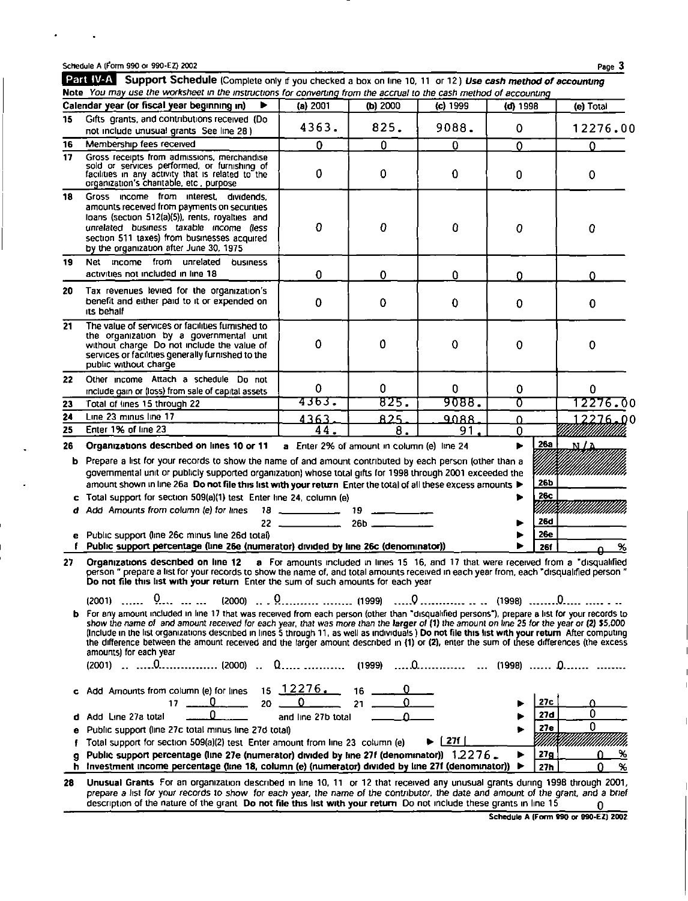Schedule A (Form 990 or 990-EZ) 2002

**Part IV-A Support Schedule** (Complete only if you checked a box on line 10, 11 or 12) ***Use cash method of accounting***

**Note** *You may use the worksheet in the instructions for converting from the accrual to the cash method of accounting*

| | Calendar year (or fiscal year beginning in) ▶ | (a) 2001 | (b) 2000 | (c) 1999 | (d) 1998 | (e) Total |
|---|---|---|---|---|---|---|
| 15 | Gifts grants, and contributions received (Do not include unusual grants See line 28) | 4363. | 825. | 9088. | 0 | 12276.00 |
| 16 | Membership fees received | 0 | 0 | 0 | 0 | 0 |
| 17 | Gross receipts from admissions, merchandise sold or services performed, or furnishing of facilities in any activity that is related to the organization's charitable, etc, purpose | 0 | 0 | 0 | 0 | 0 |
| 18 | Gross income from interest, dividends, amounts received from payments on securities loans (section 512(a)(5)), rents, royalties and unrelated business taxable income (less section 511 taxes) from businesses acquired by the organization after June 30, 1975 | 0 | 0 | 0 | 0 | 0 |
| 19 | Net income from unrelated business activities not included in line 18 | 0 | 0 | 0 | 0 | 0 |
| 20 | Tax revenues levied for the organization's benefit and either paid to it or expended on its behalf | 0 | 0 | 0 | 0 | 0 |
| 21 | The value of services or facilities furnished to the organization by a governmental unit without charge Do not include the value of services or facilities generally furnished to the public without charge | 0 | 0 | 0 | 0 | 0 |
| 22 | Other income Attach a schedule Do not include gain or (loss) from sale of capital assets | 0 | 0 | 0 | 0 | 0 |
| 23 | Total of lines 15 through 22 | 4363. | 825. | 9088. | 0 | 12276.00 |
| 24 | Line 23 minus line 17 | 4363. | 825. | 9088. | 0 | 12276.00 |
| 25 | Enter 1% of line 23 | 44. | 8. | 91. | 0 | |

**26 Organizations described on lines 10 or 11** **a** Enter 2% of amount in column (e) line 24 ▶ **26a** N/A

**b** Prepare a list for your records to show the name of and amount contributed by each person (other than a governmental unit or publicly supported organization) whose total gifts for 1998 through 2001 exceeded the amount shown in line 26a **Do not file this list with your return** Enter the total of all these excess amounts ▶ **26b**

**c** Total support for section 509(a)(1) test Enter line 24, column (e) ▶ **26c**

**d** *Add Amounts from column (e) for lines* 18 ______ 19 ______ 22 ______ 26b ______ ▶ **26d**

**e** Public support (line 26c minus line 26d total) ▶ **26e**

**f Public support percentage (line 26e (numerator) divided by line 26c (denominator))** ▶ **26f** 0 %

**27 Organizations described on line 12** **a** For amounts included in lines 15 16, and 17 that were received from a "disqualified person" prepare a list for your records to show the name of, and total amounts received in each year from, each "disqualified person" **Do not file this list with your return** Enter the sum of such amounts for each year

(2001) 0 (2000) 0 (1999) 0 (1998) 0

**b** For any amount included in line 17 that was received from each person (other than "disqualified persons"), prepare a list for your records to *show the name of and amount received for each year, that was more than the **larger** of **(1)** the amount on line 25 for the year or **(2)** $5,000* (Include in the list organizations described in lines 5 through 11, as well as individuals) **Do not file this list with your return** After computing the difference between the amount received and the larger amount described in (1) or (2), enter the sum of these differences (the excess amounts) for each year

(2001) 0 (2000) 0 (1999) 0 (1998) 0

**c** Add Amounts from column (e) for lines 15 12276. 16 0 17 0 20 0 21 0 ▶ **27c** 0

**d** Add Line 27a total 0 and line 27b total 0 ▶ **27d** 0

**e** Public support (line 27c total minus line 27d total) ▶ **27e** 0

**f** Total support for section 509(a)(2) test Enter amount from line 23 column (e) ▶ **27f**

**g Public support percentage (line 27e (numerator) divided by line 27f (denominator))** 12276. ▶ **27g** 0 %

**h Investment income percentage (line 18, column (e) (numerator) divided by line 27f (denominator))** ▶ **27h** 0 %

**28 Unusual Grants** For an organization described in line 10, 11 or 12 that received any unusual grants during 1998 through 2001, prepare a list for your records to show for each year, the name of the contributor, the date and amount of the grant, and a brief description of the nature of the grant **Do not file this list with your return** Do not include these grants in line 15 0

Schedule A (Form 990 or 990-EZ) 2002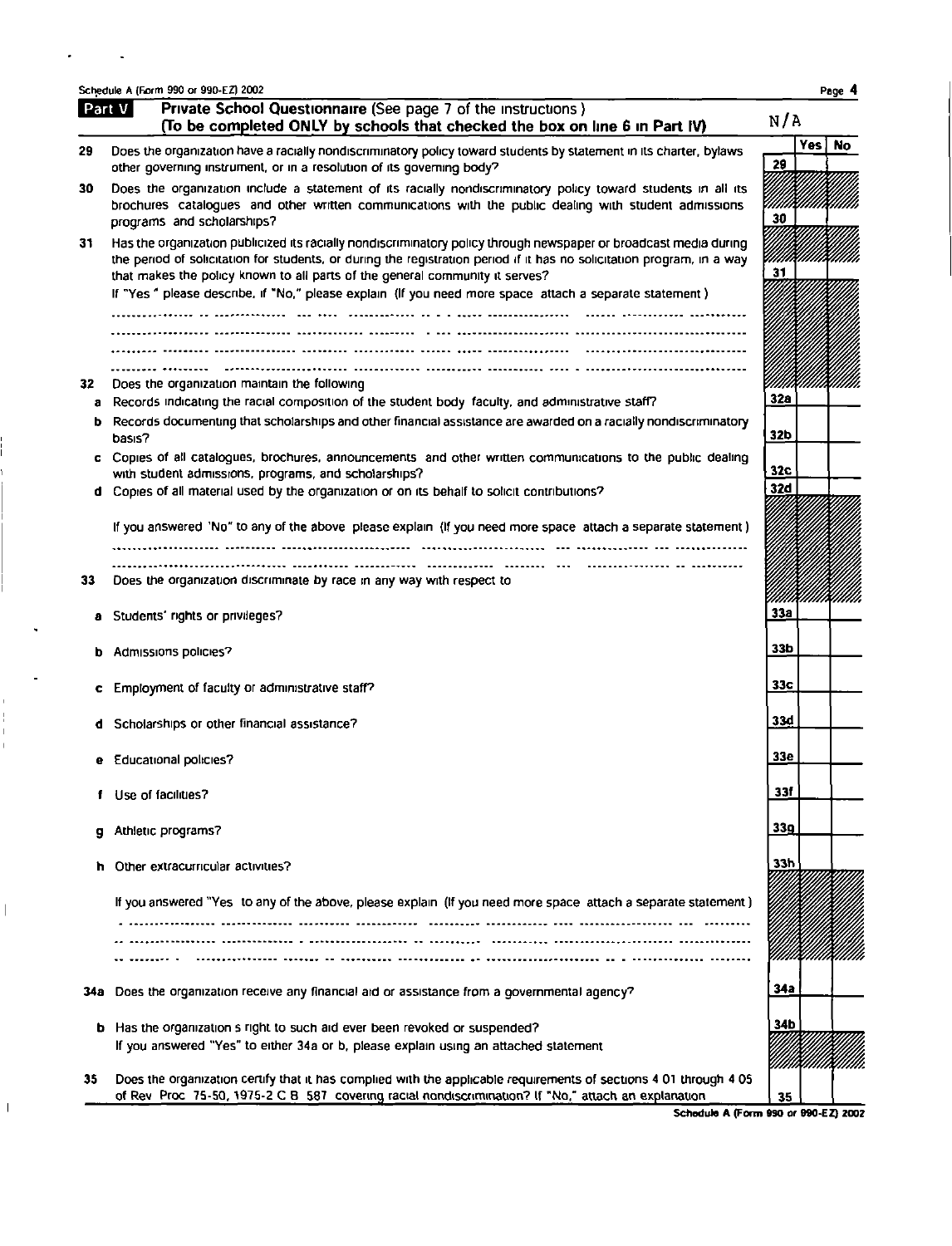Schedule A (Form 990 or 990-EZ) 2002

## Part V — Private School Questionnaire (See page 7 of the instructions.)
**(To be completed ONLY by schools that checked the box on line 6 in Part IV)**

N/A

| | | Line | Yes | No |
|---|---|---|---|---|
| 29 | Does the organization have a racially nondiscriminatory policy toward students by statement in its charter, bylaws, other governing instrument, or in a resolution of its governing body? | 29 | | |
| 30 | Does the organization include a statement of its racially nondiscriminatory policy toward students in all its brochures, catalogues, and other written communications with the public dealing with student admissions, programs, and scholarships? | 30 | | |
| 31 | Has the organization publicized its racially nondiscriminatory policy through newspaper or broadcast media during the period of solicitation for students, or during the registration period if it has no solicitation program, in a way that makes the policy known to all parts of the general community it serves? | 31 | | |

If "Yes," please describe; if "No," please explain. (If you need more space, attach a separate statement.)

32 Does the organization maintain the following:

| | | Line | Yes | No |
|---|---|---|---|---|
| a | Records indicating the racial composition of the student body, faculty, and administrative staff? | 32a | | |
| b | Records documenting that scholarships and other financial assistance are awarded on a racially nondiscriminatory basis? | 32b | | |
| c | Copies of all catalogues, brochures, announcements, and other written communications to the public dealing with student admissions, programs, and scholarships? | 32c | | |
| d | Copies of all material used by the organization or on its behalf to solicit contributions? | 32d | | |

If you answered "No" to any of the above, please explain. (If you need more space, attach a separate statement.)

33 Does the organization discriminate by race in any way with respect to:

| | | Line | Yes | No |
|---|---|---|---|---|
| a | Students' rights or privileges? | 33a | | |
| b | Admissions policies? | 33b | | |
| c | Employment of faculty or administrative staff? | 33c | | |
| d | Scholarships or other financial assistance? | 33d | | |
| e | Educational policies? | 33e | | |
| f | Use of facilities? | 33f | | |
| g | Athletic programs? | 33g | | |
| h | Other extracurricular activities? | 33h | | |

If you answered "Yes" to any of the above, please explain. (If you need more space, attach a separate statement.)

| | | Line | Yes | No |
|---|---|---|---|---|
| 34a | Does the organization receive any financial aid or assistance from a governmental agency? | 34a | | |
| b | Has the organization's right to such aid ever been revoked or suspended? | 34b | | |

If you answered "Yes" to either 34a or b, please explain using an attached statement.

| | | Line | Yes | No |
|---|---|---|---|---|
| 35 | Does the organization certify that it has complied with the applicable requirements of sections 4.01 through 4.05 of Rev. Proc. 75-50, 1975-2 C.B. 587, covering racial nondiscrimination? If "No," attach an explanation | 35 | | |

Schedule A (Form 990 or 990-EZ) 2002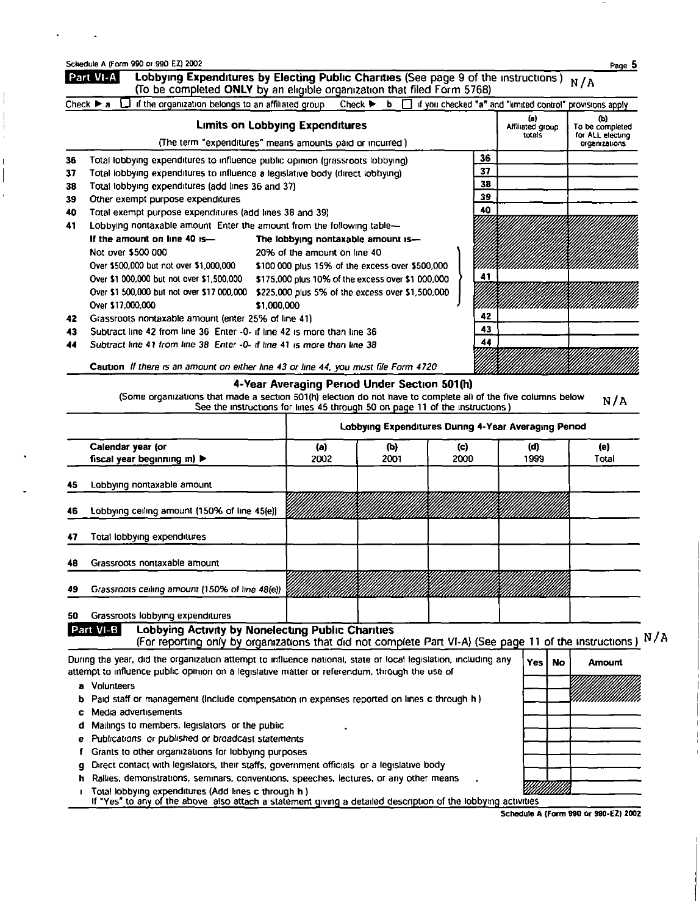Schedule A (Form 990 or 990 EZ) 2002

## Part VI-A Lobbying Expenditures by Electing Public Charities (See page 9 of the instructions) N/A

(To be completed **ONLY** by an eligible organization that filed Form 5768)

Check ▶ a ☐ if the organization belongs to an affiliated group Check ▶ b ☐ if you checked "a" and "limited control" provisions apply

| | **Limits on Lobbying Expenditures** (The term "expenditures" means amounts paid or incurred) | | (a) Affiliated group totals | (b) To be completed for ALL electing organizations |
|---|---|---|---|---|
| 36 | Total lobbying expenditures to influence public opinion (grassroots lobbying) | 36 | | |
| 37 | Total lobbying expenditures to influence a legislative body (direct lobbying) | 37 | | |
| 38 | Total lobbying expenditures (add lines 36 and 37) | 38 | | |
| 39 | Other exempt purpose expenditures | 39 | | |
| 40 | Total exempt purpose expenditures (add lines 38 and 39) | 40 | | |
| 41 | Lobbying nontaxable amount Enter the amount from the following table— | 41 | | |
| 42 | Grassroots nontaxable amount (enter 25% of line 41) | 42 | | |
| 43 | Subtract line 42 from line 36 Enter -0- if line 42 is more than line 36 | 43 | | |
| 44 | *Subtract line 41 from line 38 Enter -0- if line 41 is more than line 38* | 44 | | |

| If the amount on line 40 is— | The lobbying nontaxable amount is— |
|---|---|
| Not over $500 000 | 20% of the amount on line 40 |
| Over $500,000 but not over $1,000,000 | $100 000 plus 15% of the excess over $500,000 |
| Over $1 000,000 but not over $1,500,000 | $175,000 plus 10% of the excess over $1 000,000 |
| Over $1 500,000 but not over $17 000,000 | $225,000 plus 5% of the excess over $1,500,000 |
| Over $17,000,000 | $1,000,000 |

**Caution** *If there is an amount on either line 43 or line 44, you must file Form 4720*

### 4-Year Averaging Period Under Section 501(h)

(Some organizations that made a section 501(h) election do not have to complete all of the five columns below See the instructions for lines 45 through 50 on page 11 of the instructions) N/A

| | Lobbying Expenditures During 4-Year Averaging Period | | | | |
|---|---|---|---|---|---|
| Calendar year (or fiscal year beginning in) ▶ | (a) 2002 | (b) 2001 | (c) 2000 | (d) 1999 | (e) Total |
| 45 Lobbying nontaxable amount | | | | | |
| 46 Lobbying ceiling amount (150% of line 45(e)) | | | | | |
| 47 Total lobbying expenditures | | | | | |
| 48 Grassroots nontaxable amount | | | | | |
| 49 *Grassroots ceiling amount (150% of line 48(e))* | | | | | |
| 50 Grassroots lobbying expenditures | | | | | |

## Part VI-B Lobbying Activity by Nonelecting Public Charities

(For reporting only by organizations that did not complete Part VI-A) (See page 11 of the instructions) N/A

| During the year, did the organization attempt to influence national, state or local legislation, including any attempt to influence public opinion on a legislative matter or referendum, through the use of | Yes | No | Amount |
|---|---|---|---|
| a Volunteers | | | |
| b Paid staff or management (Include compensation in expenses reported on lines c through h) | | | |
| c Media advertisements | | | |
| d Mailings to members, legislators or the public | | | |
| e Publications or published or broadcast statements | | | |
| f Grants to other organizations for lobbying purposes | | | |
| g Direct contact with legislators, their staffs, government officials or a legislative body | | | |
| h Rallies, demonstrations, seminars, conventions, speeches, lectures, or any other means | | | |
| i Total lobbying expenditures (Add lines c through h) | | | |

If "Yes" to any of the above also attach a statement giving a detailed description of the lobbying activities

Schedule A (Form 990 or 990-EZ) 2002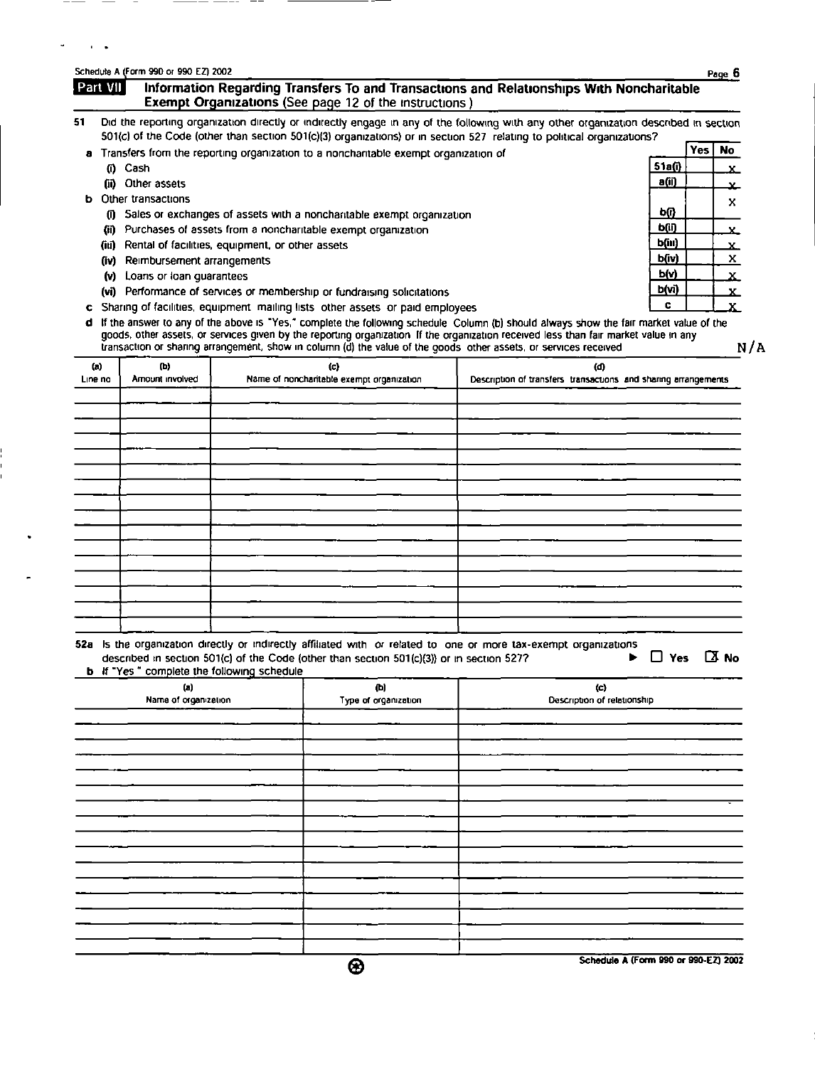Schedule A (Form 990 or 990 EZ) 2002

## Part VII Information Regarding Transfers To and Transactions and Relationships With Noncharitable Exempt Organizations (See page 12 of the instructions)

51 Did the reporting organization directly or indirectly engage in any of the following with any other organization described in section 501(c) of the Code (other than section 501(c)(3) organizations) or in section 527 relating to political organizations?

| | | Yes | No |
|---|---|---|---|
| a Transfers from the reporting organization to a noncharitable exempt organization of | | | |
| (i) Cash | 51a(i) | | X |
| (ii) Other assets | a(ii) | | X |
| b Other transactions | | | |
| (i) Sales or exchanges of assets with a noncharitable exempt organization | b(i) | | X |
| (ii) Purchases of assets from a noncharitable exempt organization | b(ii) | | X |
| (iii) Rental of facilities, equipment, or other assets | b(iii) | | X |
| (iv) Reimbursement arrangements | b(iv) | | X |
| (v) Loans or loan guarantees | b(v) | | X |
| (vi) Performance of services or membership or fundraising solicitations | b(vi) | | X |
| c Sharing of facilities, equipment mailing lists other assets or paid employees | c | | X |

d If the answer to any of the above is "Yes," complete the following schedule Column (b) should always show the fair market value of the goods, other assets, or services given by the reporting organization If the organization received less than fair market value in any transaction or sharing arrangement, show in column (d) the value of the goods other assets, or services received N/A

| (a) Line no | (b) Amount involved | (c) Name of noncharitable exempt organization | (d) Description of transfers transactions and sharing arrangements |
|---|---|---|---|
| | | | |

52a Is the organization directly or indirectly affiliated with or related to one or more tax-exempt organizations described in section 501(c) of the Code (other than section 501(c)(3)) or in section 527? ▶ ☐ Yes ☒ No

b If "Yes" complete the following schedule

| (a) Name of organization | (b) Type of organization | (c) Description of relationship |
|---|---|---|
| | | |

Schedule A (Form 990 or 990-EZ) 2002